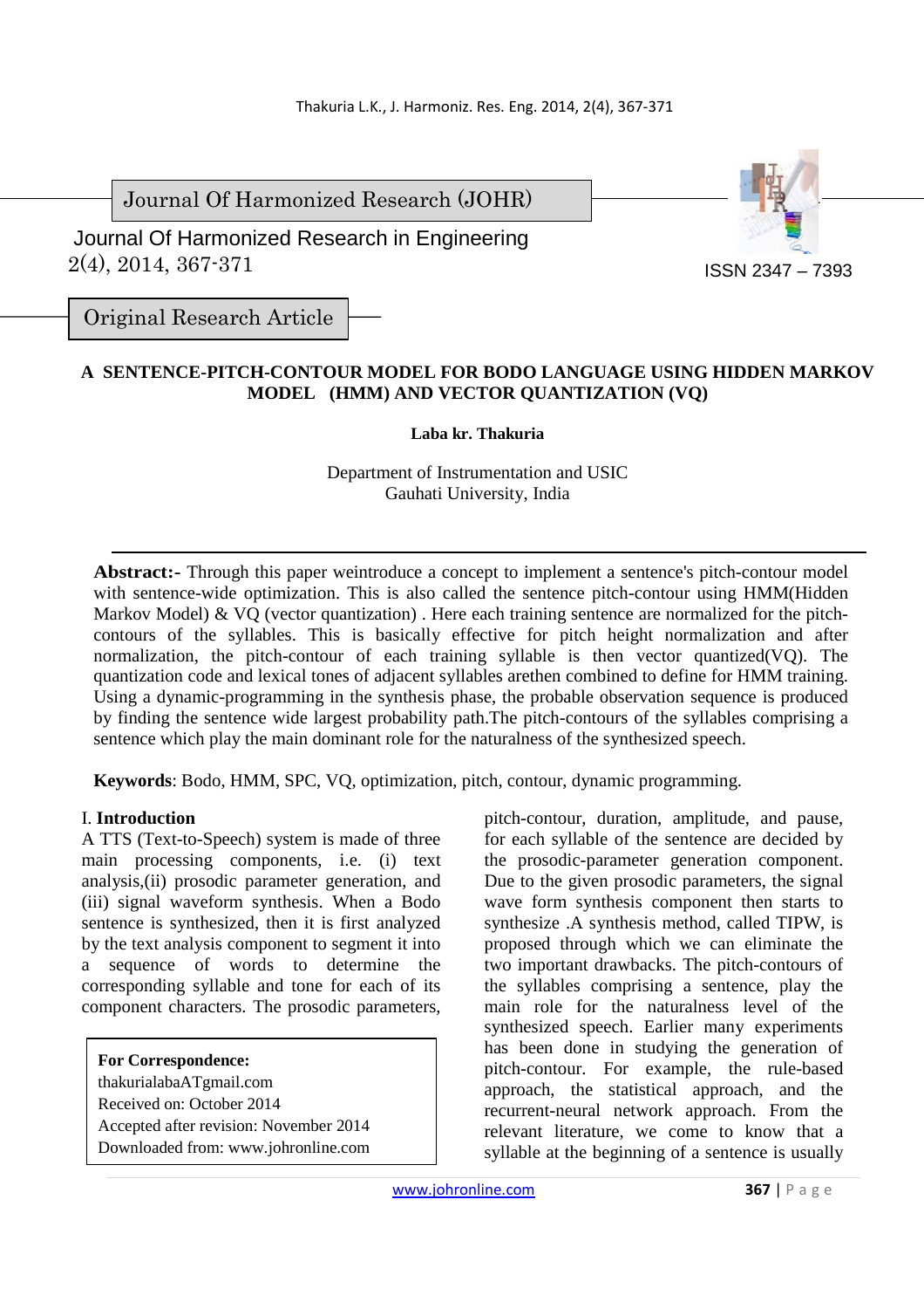Journal Of Harmonized Research (JOHR)

Journal Of Harmonized Research in Engineering

2(4), 2014, 367-371

ISSN 2347 – 7393

Original Research Article

# A SENTENCE-PITCH-CONTOUR MODEL FOR BODO LANGUAGE USING HIDDEN MARKOV MODEL (HMM) AND VECTOR QUANTIZATION (VQ)

**Laba kr. Thakuria**

Department of Instrumentation and USIC
Gauhati University, India

**Abstract:-** Through this paper weintroduce a concept to implement a sentence's pitch-contour model with sentence-wide optimization. This is also called the sentence pitch-contour using HMM(Hidden Markov Model) & VQ (vector quantization) . Here each training sentence are normalized for the pitch-contours of the syllables. This is basically effective for pitch height normalization and after normalization, the pitch-contour of each training syllable is then vector quantized(VQ). The quantization code and lexical tones of adjacent syllables arethen combined to define for HMM training. Using a dynamic-programming in the synthesis phase, the probable observation sequence is produced by finding the sentence wide largest probability path.The pitch-contours of the syllables comprising a sentence which play the main dominant role for the naturalness of the synthesized speech.

**Keywords**: Bodo, HMM, SPC, VQ, optimization, pitch, contour, dynamic programming.

## I. Introduction

A TTS (Text-to-Speech) system is made of three main processing components, i.e. (i) text analysis,(ii) prosodic parameter generation, and (iii) signal waveform synthesis. When a Bodo sentence is synthesized, then it is first analyzed by the text analysis component to segment it into a sequence of words to determine the corresponding syllable and tone for each of its component characters. The prosodic parameters, pitch-contour, duration, amplitude, and pause, for each syllable of the sentence are decided by the prosodic-parameter generation component. Due to the given prosodic parameters, the signal wave form synthesis component then starts to synthesize .A synthesis method, called TIPW, is proposed through which we can eliminate the two important drawbacks. The pitch-contours of the syllables comprising a sentence, play the main role for the naturalness level of the synthesized speech. Earlier many experiments has been done in studying the generation of pitch-contour. For example, the rule-based approach, the statistical approach, and the recurrent-neural network approach. From the relevant literature, we come to know that a syllable at the beginning of a sentence is usually

**For Correspondence:**
thakurialabaATgmail.com
Received on: October 2014
Accepted after revision: November 2014
Downloaded from: www.johronline.com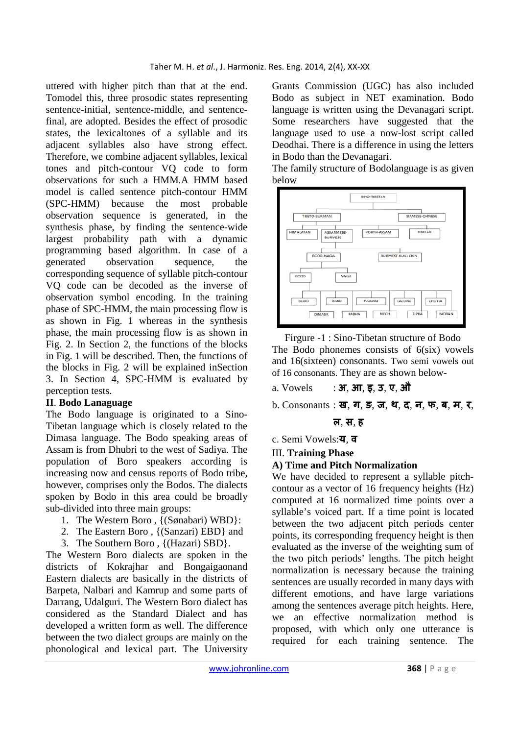uttered with higher pitch than that at the end. Tomodel this, three prosodic states representing sentence-initial, sentence-middle, and sentence-final, are adopted. Besides the effect of prosodic states, the lexicaltones of a syllable and its adjacent syllables also have strong effect. Therefore, we combine adjacent syllables, lexical tones and pitch-contour VQ code to form observations for such a HMM.A HMM based model is called sentence pitch-contour HMM (SPC-HMM) because the most probable observation sequence is generated, in the synthesis phase, by finding the sentence-wide largest probability path with a dynamic programming based algorithm. In case of a generated observation sequence, the corresponding sequence of syllable pitch-contour VQ code can be decoded as the inverse of observation symbol encoding. In the training phase of SPC-HMM, the main processing flow is as shown in Fig. 1 whereas in the synthesis phase, the main processing flow is as shown in Fig. 2. In Section 2, the functions of the blocks in Fig. 1 will be described. Then, the functions of the blocks in Fig. 2 will be explained inSection 3. In Section 4, SPC-HMM is evaluated by perception tests.

## II. Bodo Lanaguage

The Bodo language is originated to a Sino-Tibetan language which is closely related to the Dimasa language. The Bodo speaking areas of Assam is from Dhubri to the west of Sadiya. The population of Boro speakers according is increasing now and census reports of Bodo tribe, however, comprises only the Bodos. The dialects spoken by Bodo in this area could be broadly sub-divided into three main groups:

1. The Western Boro , {(Sønabari) WBD}:
2. The Eastern Boro , {(Sanzari) EBD} and
3. The Southern Boro , {(Hazari) SBD}.

The Western Boro dialects are spoken in the districts of Kokrajhar and Bongaigaonand Eastern dialects are basically in the districts of Barpeta, Nalbari and Kamrup and some parts of Darrang, Udalguri. The Western Boro dialect has considered as the Standard Dialect and has developed a written form as well. The difference between the two dialect groups are mainly on the phonological and lexical part. The University Grants Commission (UGC) has also included Bodo as subject in NET examination. Bodo language is written using the Devanagari script. Some researchers have suggested that the language used to use a now-lost script called Deodhai. There is a difference in using the letters in Bodo than the Devanagari.

The family structure of Bodolanguage is as given below

Firgure -1 : Sino-Tibetan structure of Bodo

The Bodo phonemes consists of 6(six) vowels and 16(sixteen) consonants. Two semi vowels out of 16 consonants. They are as shown below-

a. Vowels : अ, आ, इ, उ, ए, औ

b. Consonants : ख, ग, ङ, ज, थ, द, न, फ, ब, म, र, ल, स, ह

c. Semi Vowels: य, व

## III. Training Phase

### A) Time and Pitch Normalization

We have decided to represent a syllable pitch-contour as a vector of 16 frequency heights (Hz) computed at 16 normalized time points over a syllable's voiced part. If a time point is located between the two adjacent pitch periods center points, its corresponding frequency height is then evaluated as the inverse of the weighting sum of the two pitch periods' lengths. The pitch height normalization is necessary because the training sentences are usually recorded in many days with different emotions, and have large variations among the sentences average pitch heights. Here, we an effective normalization method is proposed, with which only one utterance is required for each training sentence. The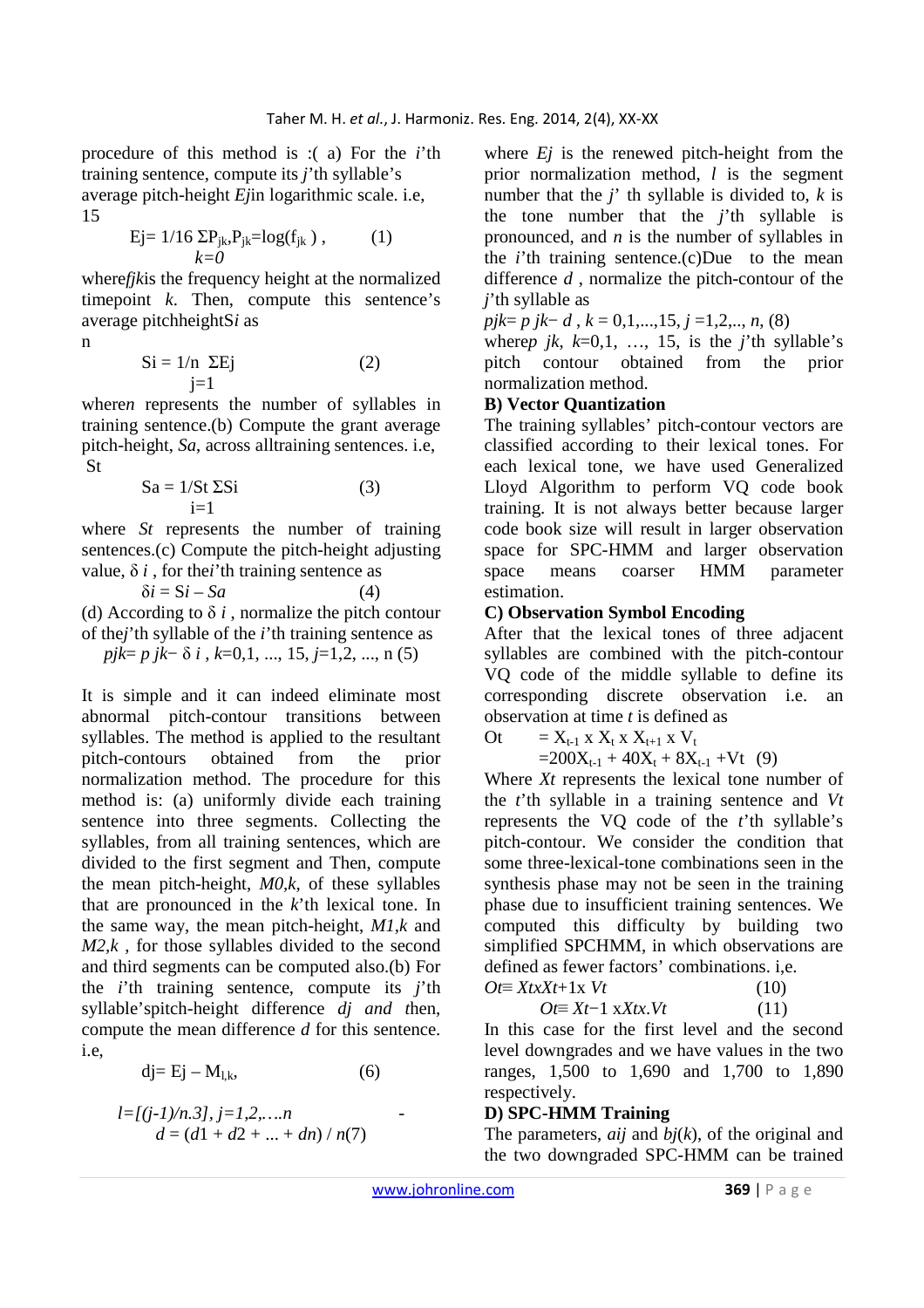procedure of this method is :( a) For the *i*'th training sentence, compute its *j*'th syllable's average pitch-height *Ej*in logarithmic scale. i.e,

$$Ej= 1/16 \sum_{k=0}^{15} P_{jk}, P_{jk}=\log(f_{jk}) , \qquad (1)$$

where*fjk*is the frequency height at the normalized timepoint *k*. Then, compute this sentence's average pitchheightS*i* as

$$Si = 1/n \sum_{j=1}^{n} Ej \qquad (2)$$

where*n* represents the number of syllables in training sentence.(b) Compute the grant average pitch-height, *Sa*, across alltraining sentences. i.e,

$$Sa = 1/St \sum_{i=1}^{St} Si \qquad (3)$$

where *St* represents the number of training sentences.(c) Compute the pitch-height adjusting value, $\delta i$ , for the*i*'th training sentence as

$$\delta i = Si - Sa \qquad (4)$$

(d) According to $\delta i$ , normalize the pitch contour of the*j*'th syllable of the *i*'th training sentence as

$$pjk= p\, jk- \delta\, i \, , k=0,1, ..., 15, j=1,2, ..., n \quad (5)$$

It is simple and it can indeed eliminate most abnormal pitch-contour transitions between syllables. The method is applied to the resultant pitch-contours obtained from the prior normalization method. The procedure for this method is: (a) uniformly divide each training sentence into three segments. Collecting the syllables, from all training sentences, which are divided to the first segment and Then, compute the mean pitch-height, *M0,k*, of these syllables that are pronounced in the *k*'th lexical tone. In the same way, the mean pitch-height, *M1,k* and *M2,k* , for those syllables divided to the second and third segments can be computed also.(b) For the *i*'th training sentence, compute its *j*'th syllable'spitch-height difference *dj and t*hen, compute the mean difference *d* for this sentence. i.e,

$$dj= Ej - M_{l,k}, \qquad (6)$$

$$l=[(j-1)/n.3], j=1,2,\ldots n$$

$$d = (d1 + d2 + ... + dn) / n \quad (7)$$

where *Ej* is the renewed pitch-height from the prior normalization method, *l* is the segment number that the *j*' th syllable is divided to, *k* is the tone number that the *j*'th syllable is pronounced, and *n* is the number of syllables in the *i*'th training sentence.(c)Due to the mean difference *d* , normalize the pitch-contour of the *j*'th syllable as

$$pjk= p\, jk- d \, , k = 0,1,...,15, j =1,2,.., n, \quad (8)$$

where*p jk*, *k*=0,1, …, 15, is the *j*'th syllable's pitch contour obtained from the prior normalization method.

**B) Vector Quantization**

The training syllables' pitch-contour vectors are classified according to their lexical tones. For each lexical tone, we have used Generalized Lloyd Algorithm to perform VQ code book training. It is not always better because larger code book size will result in larger observation space for SPC-HMM and larger observation space means coarser HMM parameter estimation.

**C) Observation Symbol Encoding**

After that the lexical tones of three adjacent syllables are combined with the pitch-contour VQ code of the middle syllable to define its corresponding discrete observation i.e. an observation at time *t* is defined as

$$Ot = X_{t-1} \times X_t \times X_{t+1} \times V_t$$
$$=200X_{t-1} + 40X_t + 8X_{t-1} + Vt \quad (9)$$

Where *Xt* represents the lexical tone number of the *t*'th syllable in a training sentence and *Vt* represents the VQ code of the *t*'th syllable's pitch-contour. We consider the condition that some three-lexical-tone combinations seen in the synthesis phase may not be seen in the training phase due to insufficient training sentences. We computed this difficulty by building two simplified SPCHMM, in which observations are defined as fewer factors' combinations. i,e.

$$Ot\equiv Xt x Xt+1 x\ Vt \qquad (10)$$

$$Ot\equiv Xt-1\ x Xt x.Vt \qquad (11)$$

In this case for the first level and the second level downgrades and we have values in the two ranges, 1,500 to 1,690 and 1,700 to 1,890 respectively.

**D) SPC-HMM Training**

The parameters, *aij* and *bj*(*k*), of the original and the two downgraded SPC-HMM can be trained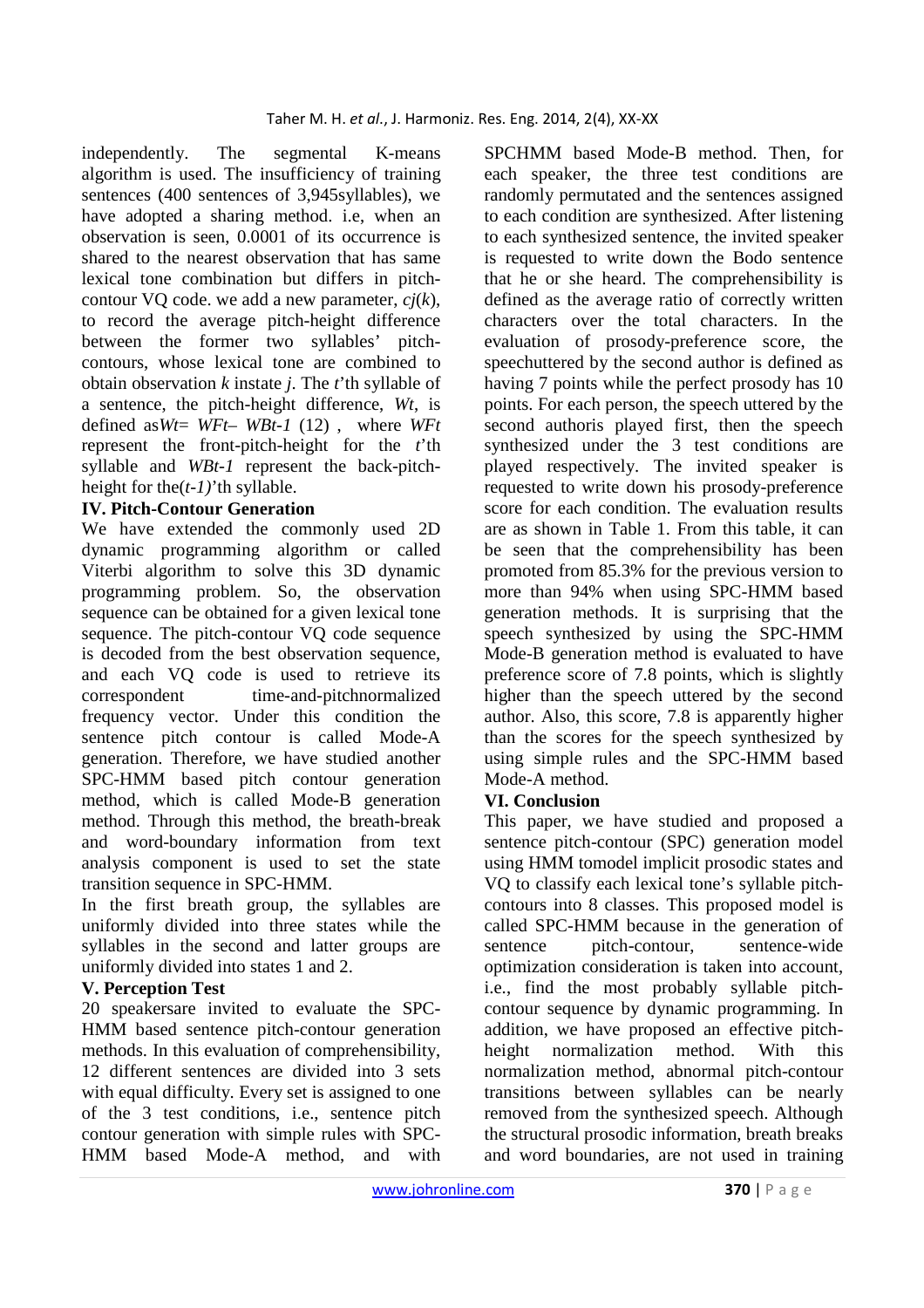independently. The segmental K-means algorithm is used. The insufficiency of training sentences (400 sentences of 3,945syllables), we have adopted a sharing method. i.e, when an observation is seen, 0.0001 of its occurrence is shared to the nearest observation that has same lexical tone combination but differs in pitch-contour VQ code. we add a new parameter, $c_j(k)$, to record the average pitch-height difference between the former two syllables' pitch-contours, whose lexical tone are combined to obtain observation $k$ instate $j$. The $t$'th syllable of a sentence, the pitch-height difference, $W_t$, is defined as$W_t = WF_t - WB_{t-1}$ (12) , where $WF_t$ represent the front-pitch-height for the $t$'th syllable and $WB_{t-1}$ represent the back-pitch-height for the$(t-1)$'th syllable.

## IV. Pitch-Contour Generation

We have extended the commonly used 2D dynamic programming algorithm or called Viterbi algorithm to solve this 3D dynamic programming problem. So, the observation sequence can be obtained for a given lexical tone sequence. The pitch-contour VQ code sequence is decoded from the best observation sequence, and each VQ code is used to retrieve its correspondent time-and-pitchnormalized frequency vector. Under this condition the sentence pitch contour is called Mode-A generation. Therefore, we have studied another SPC-HMM based pitch contour generation method, which is called Mode-B generation method. Through this method, the breath-break and word-boundary information from text analysis component is used to set the state transition sequence in SPC-HMM.

In the first breath group, the syllables are uniformly divided into three states while the syllables in the second and latter groups are uniformly divided into states 1 and 2.

## V. Perception Test

20 speakersare invited to evaluate the SPC-HMM based sentence pitch-contour generation methods. In this evaluation of comprehensibility, 12 different sentences are divided into 3 sets with equal difficulty. Every set is assigned to one of the 3 test conditions, i.e., sentence pitch contour generation with simple rules with SPC-HMM based Mode-A method, and with SPCHMM based Mode-B method. Then, for each speaker, the three test conditions are randomly permutated and the sentences assigned to each condition are synthesized. After listening to each synthesized sentence, the invited speaker is requested to write down the Bodo sentence that he or she heard. The comprehensibility is defined as the average ratio of correctly written characters over the total characters. In the evaluation of prosody-preference score, the speechuttered by the second author is defined as having 7 points while the perfect prosody has 10 points. For each person, the speech uttered by the second authoris played first, then the speech synthesized under the 3 test conditions are played respectively. The invited speaker is requested to write down his prosody-preference score for each condition. The evaluation results are as shown in Table 1. From this table, it can be seen that the comprehensibility has been promoted from 85.3% for the previous version to more than 94% when using SPC-HMM based generation methods. It is surprising that the speech synthesized by using the SPC-HMM Mode-B generation method is evaluated to have preference score of 7.8 points, which is slightly higher than the speech uttered by the second author. Also, this score, 7.8 is apparently higher than the scores for the speech synthesized by using simple rules and the SPC-HMM based Mode-A method.

## VI. Conclusion

This paper, we have studied and proposed a sentence pitch-contour (SPC) generation model using HMM tomodel implicit prosodic states and VQ to classify each lexical tone's syllable pitch-contours into 8 classes. This proposed model is called SPC-HMM because in the generation of sentence pitch-contour, sentence-wide optimization consideration is taken into account, i.e., find the most probably syllable pitch-contour sequence by dynamic programming. In addition, we have proposed an effective pitch-height normalization method. With this normalization method, abnormal pitch-contour transitions between syllables can be nearly removed from the synthesized speech. Although the structural prosodic information, breath breaks and word boundaries, are not used in training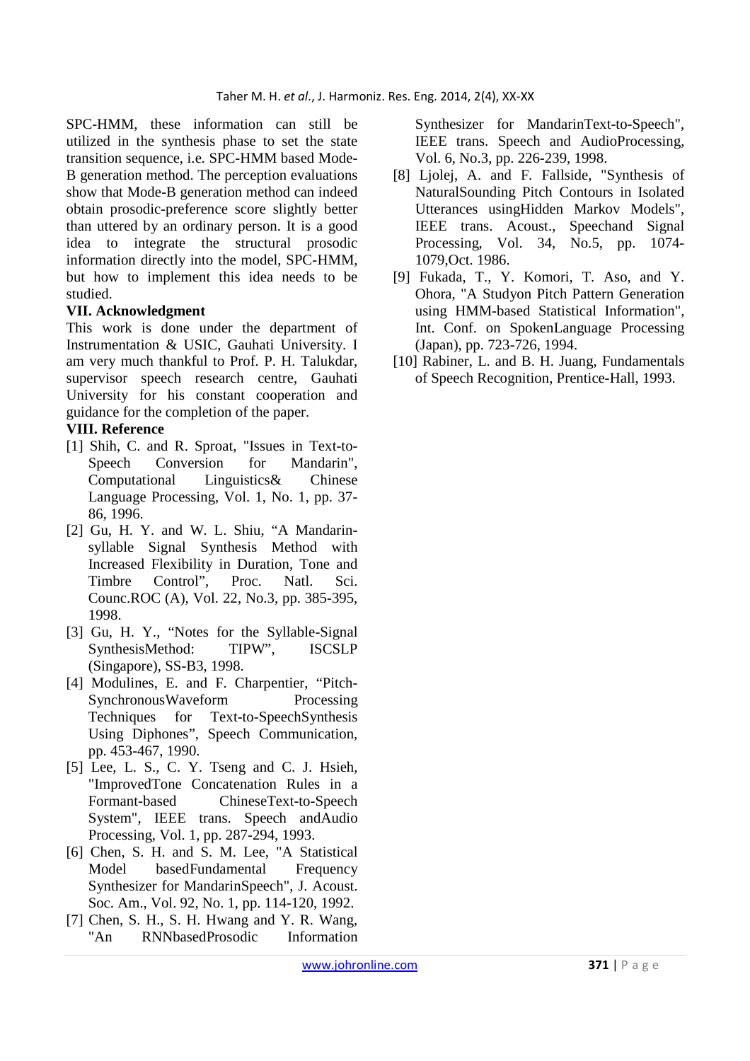SPC-HMM, these information can still be utilized in the synthesis phase to set the state transition sequence, i.e. SPC-HMM based Mode-B generation method. The perception evaluations show that Mode-B generation method can indeed obtain prosodic-preference score slightly better than uttered by an ordinary person. It is a good idea to integrate the structural prosodic information directly into the model, SPC-HMM, but how to implement this idea needs to be studied.

## VII. Acknowledgment

This work is done under the department of Instrumentation & USIC, Gauhati University. I am very much thankful to Prof. P. H. Talukdar, supervisor speech research centre, Gauhati University for his constant cooperation and guidance for the completion of the paper.

## VIII. Reference

[1] Shih, C. and R. Sproat, "Issues in Text-to-Speech Conversion for Mandarin", Computational Linguistics& Chinese Language Processing, Vol. 1, No. 1, pp. 37-86, 1996.

[2] Gu, H. Y. and W. L. Shiu, "A Mandarin-syllable Signal Synthesis Method with Increased Flexibility in Duration, Tone and Timbre Control", Proc. Natl. Sci. Counc.ROC (A), Vol. 22, No.3, pp. 385-395, 1998.

[3] Gu, H. Y., "Notes for the Syllable-Signal SynthesisMethod: TIPW", ISCSLP (Singapore), SS-B3, 1998.

[4] Modulines, E. and F. Charpentier, "Pitch-SynchronousWaveform Processing Techniques for Text-to-SpeechSynthesis Using Diphones", Speech Communication, pp. 453-467, 1990.

[5] Lee, L. S., C. Y. Tseng and C. J. Hsieh, "ImprovedTone Concatenation Rules in a Formant-based ChineseText-to-Speech System", IEEE trans. Speech andAudio Processing, Vol. 1, pp. 287-294, 1993.

[6] Chen, S. H. and S. M. Lee, "A Statistical Model basedFundamental Frequency Synthesizer for MandarinSpeech", J. Acoust. Soc. Am., Vol. 92, No. 1, pp. 114-120, 1992.

[7] Chen, S. H., S. H. Hwang and Y. R. Wang, "An RNNbasedProsodic Information Synthesizer for MandarinText-to-Speech", IEEE trans. Speech and AudioProcessing, Vol. 6, No.3, pp. 226-239, 1998.

[8] Ljolej, A. and F. Fallside, "Synthesis of NaturalSounding Pitch Contours in Isolated Utterances usingHidden Markov Models", IEEE trans. Acoust., Speechand Signal Processing, Vol. 34, No.5, pp. 1074-1079,Oct. 1986.

[9] Fukada, T., Y. Komori, T. Aso, and Y. Ohora, "A Studyon Pitch Pattern Generation using HMM-based Statistical Information", Int. Conf. on SpokenLanguage Processing (Japan), pp. 723-726, 1994.

[10] Rabiner, L. and B. H. Juang, Fundamentals of Speech Recognition, Prentice-Hall, 1993.